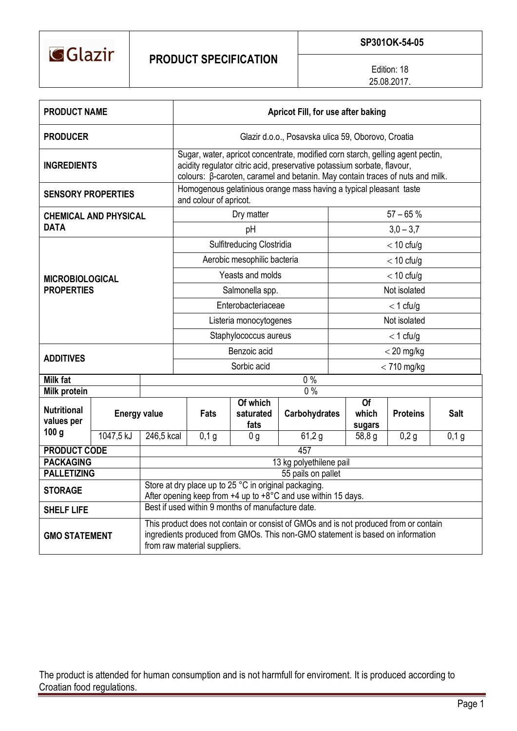| Glazir | PRODUCT SPECIFICATION | SP301OK-54-05 |
|---|---|---|
| | | Edition: 18<br>25.08.2017. |

| | | | | | | | |
|---|---|---|---|---|---|---|---|
| **PRODUCT NAME** | | **Apricot Fill, for use after baking** | | | | | |
| **PRODUCER** | | Glazir d.o.o., Posavska ulica 59, Oborovo, Croatia | | | | | |
| **INGREDIENTS** | | Sugar, water, apricot concentrate, modified corn starch, gelling agent pectin, acidity regulator citric acid, preservative potassium sorbate, flavour, colours: β-caroten, caramel and betanin. May contain traces of nuts and milk. | | | | | |
| **SENSORY PROPERTIES** | | Homogenous gelatinious orange mass having a typical pleasant taste and colour of apricot. | | | | | |
| **CHEMICAL AND PHYSICAL DATA** | | Dry matter | | | 57 – 65 % | | |
| | | pH | | | 3,0 – 3,7 | | |
| **MICROBIOLOGICAL PROPERTIES** | | Sulfitreducing Clostridia | | | < 10 cfu/g | | |
| | | Aerobic mesophilic bacteria | | | < 10 cfu/g | | |
| | | Yeasts and molds | | | < 10 cfu/g | | |
| | | Salmonella spp. | | | Not isolated | | |
| | | Enterobacteriaceae | | | < 1 cfu/g | | |
| | | Listeria monocytogenes | | | Not isolated | | |
| | | Staphylococcus aureus | | | < 1 cfu/g | | |
| **ADDITIVES** | | Benzoic acid | | | < 20 mg/kg | | |
| | | Sorbic acid | | | < 710 mg/kg | | |
| **Milk fat** | | 0 % | | | | | |
| **Milk protein** | | 0 % | | | | | |
| **Nutritional values per 100 g** | **Energy value** | **Fats** | **Of which saturated fats** | **Carbohydrates** | **Of which sugars** | **Proteins** | **Salt** |
| 1047,5 kJ | 246,5 kcal | 0,1 g | 0 g | 61,2 g | 58,8 g | 0,2 g | 0,1 g |
| **PRODUCT CODE** | | 457 | | | | | |
| **PACKAGING** | | 13 kg polyethilene pail | | | | | |
| **PALLETIZING** | | 55 pails on pallet | | | | | |
| **STORAGE** | | Store at dry place up to 25 °C in original packaging.<br>After opening keep from +4 up to +8°C and use within 15 days. | | | | | |
| **SHELF LIFE** | | Best if used within 9 months of manufacture date. | | | | | |
| **GMO STATEMENT** | | This product does not contain or consist of GMOs and is not produced from or contain ingredients produced from GMOs. This non-GMO statement is based on information from raw material suppliers. | | | | | |

The product is attended for human consumption and is not harmfull for enviroment. It is produced according to Croatian food regulations.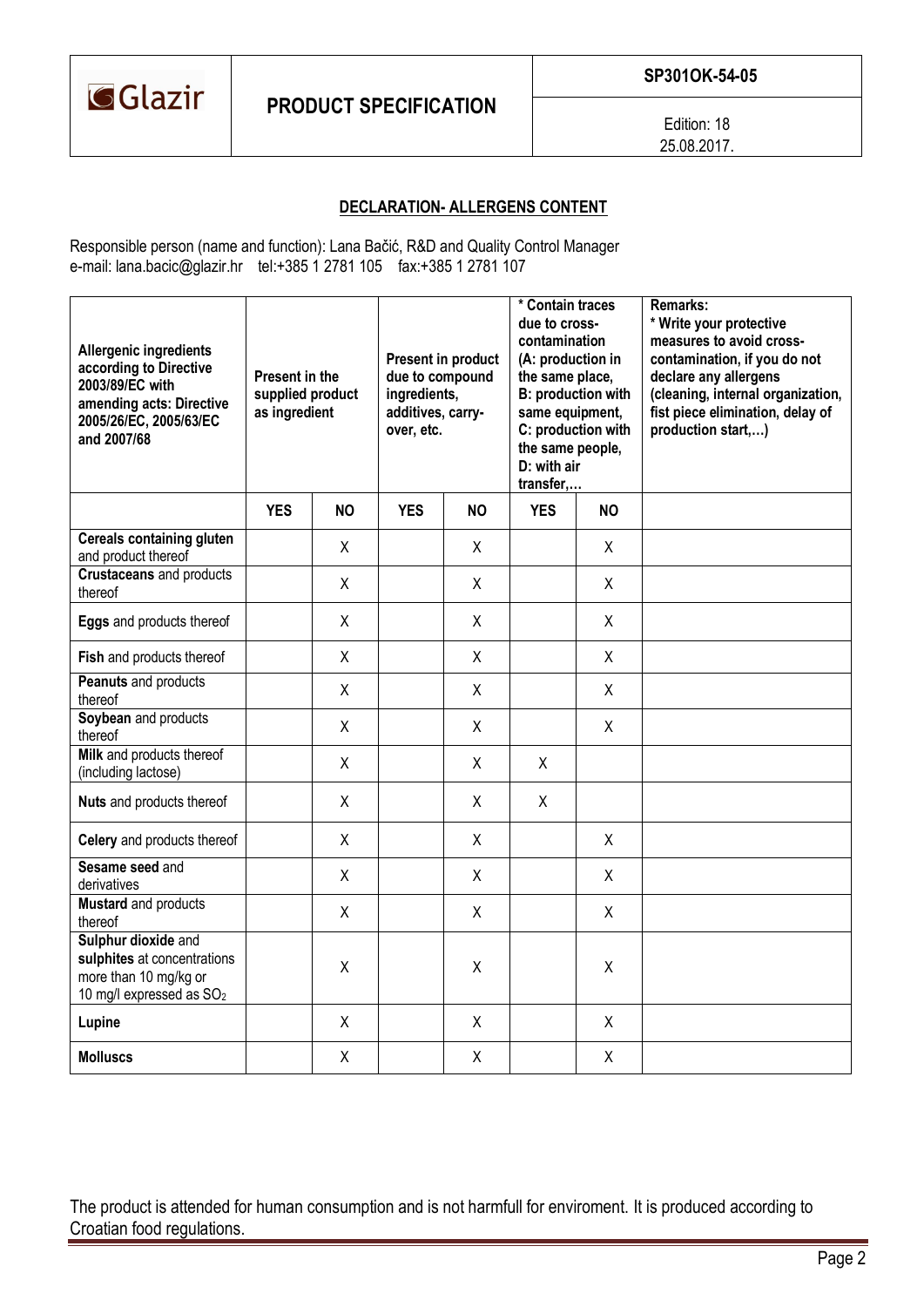| Glazir | PRODUCT SPECIFICATION | SP301OK-54-05 |
| --- | --- | --- |
| | | Edition: 18<br>25.08.2017. |

## DECLARATION- ALLERGENS CONTENT

Responsible person (name and function): Lana Bačić, R&D and Quality Control Manager
e-mail: lana.bacic@glazir.hr tel:+385 1 2781 105 fax:+385 1 2781 107

| Allergenic ingredients according to Directive 2003/89/EC with amending acts: Directive 2005/26/EC, 2005/63/EC and 2007/68 | Present in the supplied product as ingredient | | Present in product due to compound ingredients, additives, carry-over, etc. | | * Contain traces due to cross-contamination (A: production in the same place, B: production with same equipment, C: production with the same people, D: with air transfer,… | | Remarks: * Write your protective measures to avoid cross-contamination, if you do not declare any allergens (cleaning, internal organization, fist piece elimination, delay of production start,…) |
| --- | --- | --- | --- | --- | --- | --- | --- |
| | **YES** | **NO** | **YES** | **NO** | **YES** | **NO** | |
| **Cereals containing gluten** and product thereof | | X | | X | | X | |
| **Crustaceans** and products thereof | | X | | X | | X | |
| **Eggs** and products thereof | | X | | X | | X | |
| **Fish** and products thereof | | X | | X | | X | |
| **Peanuts** and products thereof | | X | | X | | X | |
| **Soybean** and products thereof | | X | | X | | X | |
| **Milk** and products thereof (including lactose) | | X | | X | X | | |
| **Nuts** and products thereof | | X | | X | X | | |
| **Celery** and products thereof | | X | | X | | X | |
| **Sesame seed** and derivatives | | X | | X | | X | |
| **Mustard** and products thereof | | X | | X | | X | |
| **Sulphur dioxide** and **sulphites** at concentrations more than 10 mg/kg or 10 mg/l expressed as $SO_2$ | | X | | X | | X | |
| **Lupine** | | X | | X | | X | |
| **Molluscs** | | X | | X | | X | |

The product is attended for human consumption and is not harmfull for enviroment. It is produced according to Croatian food regulations.